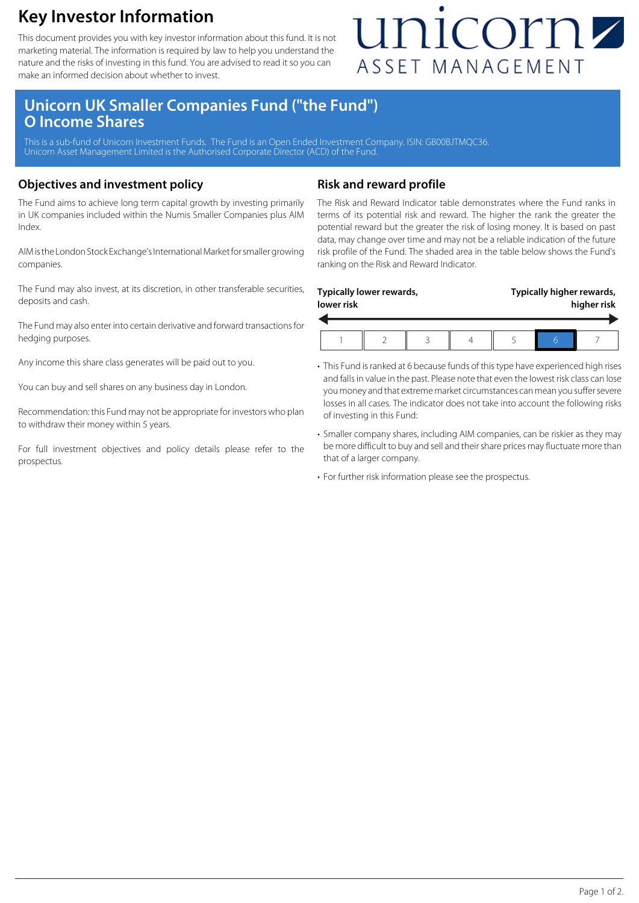# Key Investor Information

This document provides you with key investor information about this fund. It is not marketing material. The information is required by law to help you understand the nature and the risks of investing in this fund. You are advised to read it so you can make an informed decision about whether to invest.

unicorn ASSET MANAGEMENT

## Unicorn UK Smaller Companies Fund ("the Fund") O Income Shares

This is a sub-fund of Unicorn Investment Funds. The Fund is an Open Ended Investment Company. ISIN: GB00BJTMQC36.
Unicorn Asset Management Limited is the Authorised Corporate Director (ACD) of the Fund.

### Objectives and investment policy

The Fund aims to achieve long term capital growth by investing primarily in UK companies included within the Numis Smaller Companies plus AIM Index.

AIM is the London Stock Exchange's International Market for smaller growing companies.

The Fund may also invest, at its discretion, in other transferable securities, deposits and cash.

The Fund may also enter into certain derivative and forward transactions for hedging purposes.

Any income this share class generates will be paid out to you.

You can buy and sell shares on any business day in London.

Recommendation: this Fund may not be appropriate for investors who plan to withdraw their money within 5 years.

For full investment objectives and policy details please refer to the prospectus.

### Risk and reward profile

The Risk and Reward Indicator table demonstrates where the Fund ranks in terms of its potential risk and reward. The higher the rank the greater the potential reward but the greater the risk of losing money. It is based on past data, may change over time and may not be a reliable indication of the future risk profile of the Fund. The shaded area in the table below shows the Fund's ranking on the Risk and Reward Indicator.

**Typically lower rewards, lower risk** ← → **Typically higher rewards, higher risk**

| 1 | 2 | 3 | 4 | 5 | **6** | 7 |
|---|---|---|---|---|---|---|

- This Fund is ranked at 6 because funds of this type have experienced high rises and falls in value in the past. Please note that even the lowest risk class can lose you money and that extreme market circumstances can mean you suffer severe losses in all cases. The indicator does not take into account the following risks of investing in this Fund:
- Smaller company shares, including AIM companies, can be riskier as they may be more difficult to buy and sell and their share prices may fluctuate more than that of a larger company.
- For further risk information please see the prospectus.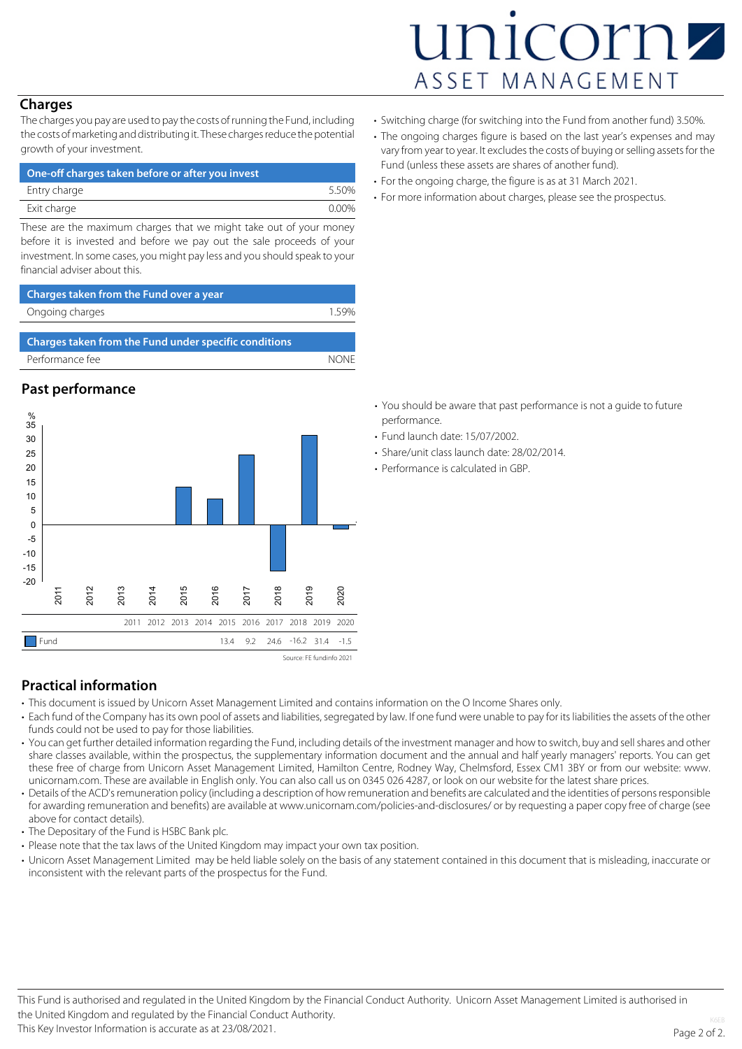## Charges

The charges you pay are used to pay the costs of running the Fund, including the costs of marketing and distributing it. These charges reduce the potential growth of your investment.

| One-off charges taken before or after you invest | |
|---|---|
| Entry charge | 5.50% |
| Exit charge | 0.00% |

These are the maximum charges that we might take out of your money before it is invested and before we pay out the sale proceeds of your investment. In some cases, you might pay less and you should speak to your financial adviser about this.

| Charges taken from the Fund over a year | |
|---|---|
| Ongoing charges | 1.59% |

| Charges taken from the Fund under specific conditions | |
|---|---|
| Performance fee | NONE |

- Switching charge (for switching into the Fund from another fund) 3.50%.
- The ongoing charges figure is based on the last year's expenses and may vary from year to year. It excludes the costs of buying or selling assets for the Fund (unless these assets are shares of another fund).
- For the ongoing charge, the figure is as at 31 March 2021.
- For more information about charges, please see the prospectus.

## Past performance

%
35
30
25
20
15
10
5
0
-5
-10
-15
-20

2011 2012 2013 2014 2015 2016 2017 2018 2019 2020

| | 2011 | 2012 | 2013 | 2014 | 2015 | 2016 | 2017 | 2018 | 2019 | 2020 |
|---|---|---|---|---|---|---|---|---|---|---|
| Fund | | | | | 13.4 | 9.2 | 24.6 | -16.2 | 31.4 | -1.5 |

Source: FE fundinfo 2021

- You should be aware that past performance is not a guide to future performance.
- Fund launch date: 15/07/2002.
- Share/unit class launch date: 28/02/2014.
- Performance is calculated in GBP.

## Practical information

- This document is issued by Unicorn Asset Management Limited and contains information on the O Income Shares only.
- Each fund of the Company has its own pool of assets and liabilities, segregated by law. If one fund were unable to pay for its liabilities the assets of the other funds could not be used to pay for those liabilities.
- You can get further detailed information regarding the Fund, including details of the investment manager and how to switch, buy and sell shares and other share classes available, within the prospectus, the supplementary information document and the annual and half yearly managers' reports. You can get these free of charge from Unicorn Asset Management Limited, Hamilton Centre, Rodney Way, Chelmsford, Essex CM1 3BY or from our website: www.unicornam.com. These are available in English only. You can also call us on 0345 026 4287, or look on our website for the latest share prices.
- Details of the ACD's remuneration policy (including a description of how remuneration and benefits are calculated and the identities of persons responsible for awarding remuneration and benefits) are available at www.unicornam.com/policies-and-disclosures/ or by requesting a paper copy free of charge (see above for contact details).
- The Depositary of the Fund is HSBC Bank plc.
- Please note that the tax laws of the United Kingdom may impact your own tax position.
- Unicorn Asset Management Limited may be held liable solely on the basis of any statement contained in this document that is misleading, inaccurate or inconsistent with the relevant parts of the prospectus for the Fund.

This Fund is authorised and regulated in the United Kingdom by the Financial Conduct Authority. Unicorn Asset Management Limited is authorised in the United Kingdom and regulated by the Financial Conduct Authority.
This Key Investor Information is accurate as at 23/08/2021.